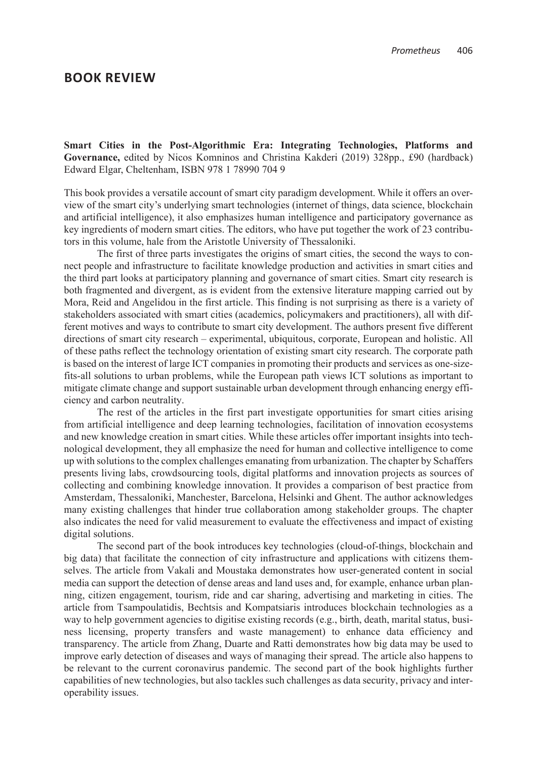## BOOK REVIEW

**Smart Cities in the Post-Algorithmic Era: Integrating Technologies, Platforms and Governance,** edited by Nicos Komninos and Christina Kakderi (2019) 328pp., £90 (hardback) Edward Elgar, Cheltenham, ISBN 978 1 78990 704 9

This book provides a versatile account of smart city paradigm development. While it offers an overview of the smart city's underlying smart technologies (internet of things, data science, blockchain and artificial intelligence), it also emphasizes human intelligence and participatory governance as key ingredients of modern smart cities. The editors, who have put together the work of 23 contributors in this volume, hale from the Aristotle University of Thessaloniki.

The first of three parts investigates the origins of smart cities, the second the ways to connect people and infrastructure to facilitate knowledge production and activities in smart cities and the third part looks at participatory planning and governance of smart cities. Smart city research is both fragmented and divergent, as is evident from the extensive literature mapping carried out by Mora, Reid and Angelidou in the first article. This finding is not surprising as there is a variety of stakeholders associated with smart cities (academics, policymakers and practitioners), all with different motives and ways to contribute to smart city development. The authors present five different directions of smart city research – experimental, ubiquitous, corporate, European and holistic. All of these paths reflect the technology orientation of existing smart city research. The corporate path is based on the interest of large ICT companies in promoting their products and services as one-size-fits-all solutions to urban problems, while the European path views ICT solutions as important to mitigate climate change and support sustainable urban development through enhancing energy efficiency and carbon neutrality.

The rest of the articles in the first part investigate opportunities for smart cities arising from artificial intelligence and deep learning technologies, facilitation of innovation ecosystems and new knowledge creation in smart cities. While these articles offer important insights into technological development, they all emphasize the need for human and collective intelligence to come up with solutions to the complex challenges emanating from urbanization. The chapter by Schaffers presents living labs, crowdsourcing tools, digital platforms and innovation projects as sources of collecting and combining knowledge innovation. It provides a comparison of best practice from Amsterdam, Thessaloniki, Manchester, Barcelona, Helsinki and Ghent. The author acknowledges many existing challenges that hinder true collaboration among stakeholder groups. The chapter also indicates the need for valid measurement to evaluate the effectiveness and impact of existing digital solutions.

The second part of the book introduces key technologies (cloud-of-things, blockchain and big data) that facilitate the connection of city infrastructure and applications with citizens themselves. The article from Vakali and Moustaka demonstrates how user-generated content in social media can support the detection of dense areas and land uses and, for example, enhance urban planning, citizen engagement, tourism, ride and car sharing, advertising and marketing in cities. The article from Tsampoulatidis, Bechtsis and Kompatsiaris introduces blockchain technologies as a way to help government agencies to digitise existing records (e.g., birth, death, marital status, business licensing, property transfers and waste management) to enhance data efficiency and transparency. The article from Zhang, Duarte and Ratti demonstrates how big data may be used to improve early detection of diseases and ways of managing their spread. The article also happens to be relevant to the current coronavirus pandemic. The second part of the book highlights further capabilities of new technologies, but also tackles such challenges as data security, privacy and interoperability issues.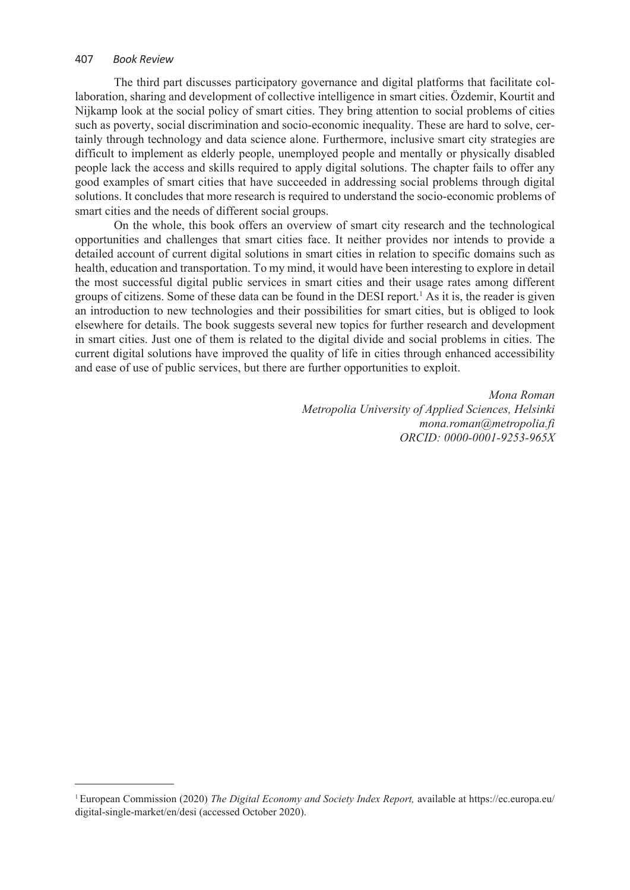The third part discusses participatory governance and digital platforms that facilitate collaboration, sharing and development of collective intelligence in smart cities. Özdemir, Kourtit and Nijkamp look at the social policy of smart cities. They bring attention to social problems of cities such as poverty, social discrimination and socio-economic inequality. These are hard to solve, certainly through technology and data science alone. Furthermore, inclusive smart city strategies are difficult to implement as elderly people, unemployed people and mentally or physically disabled people lack the access and skills required to apply digital solutions. The chapter fails to offer any good examples of smart cities that have succeeded in addressing social problems through digital solutions. It concludes that more research is required to understand the socio-economic problems of smart cities and the needs of different social groups.

On the whole, this book offers an overview of smart city research and the technological opportunities and challenges that smart cities face. It neither provides nor intends to provide a detailed account of current digital solutions in smart cities in relation to specific domains such as health, education and transportation. To my mind, it would have been interesting to explore in detail the most successful digital public services in smart cities and their usage rates among different groups of citizens. Some of these data can be found in the DESI report.[1] As it is, the reader is given an introduction to new technologies and their possibilities for smart cities, but is obliged to look elsewhere for details. The book suggests several new topics for further research and development in smart cities. Just one of them is related to the digital divide and social problems in cities. The current digital solutions have improved the quality of life in cities through enhanced accessibility and ease of use of public services, but there are further opportunities to exploit.

*Mona Roman*
*Metropolia University of Applied Sciences, Helsinki*
*mona.roman@metropolia.fi*
*ORCID: 0000-0001-9253-965X*

---

[1] European Commission (2020) *The Digital Economy and Society Index Report,* available at https://ec.europa.eu/digital-single-market/en/desi (accessed October 2020).